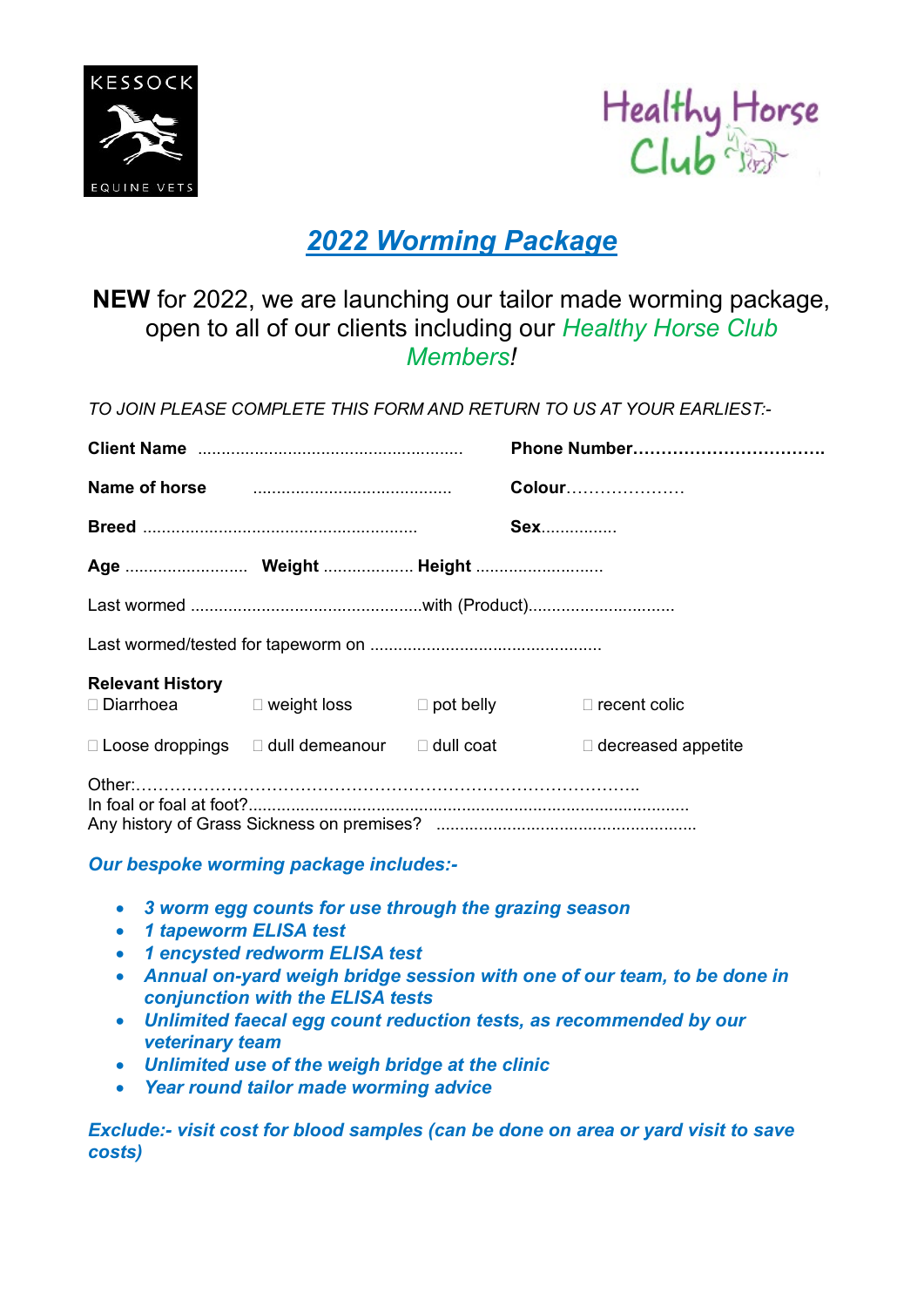KESSOCK EQUINE VETS

Healthy Horse Club

# *2022 Worming Package*

**NEW** for 2022, we are launching our tailor made worming package, open to all of our clients including our *Healthy Horse Club Members!*

*TO JOIN PLEASE COMPLETE THIS FORM AND RETURN TO US AT YOUR EARLIEST:-*

**Client Name** ........................................................ **Phone Number**…………………………….

**Name of horse** .......................................... **Colour**…………………

**Breed** .......................................................... **Sex**................

**Age** .......................... **Weight** ................... **Height** ...........................

Last wormed .................................................with (Product)...............................

Last wormed/tested for tapeworm on .................................................

**Relevant History**

☐ Diarrhoea ☐ weight loss ☐ pot belly ☐ recent colic

☐ Loose droppings ☐ dull demeanour ☐ dull coat ☐ decreased appetite

Other:………………………………………………………………………………..
In foal or foal at foot?.............................................................................................
Any history of Grass Sickness on premises? .......................................................

***Our bespoke worming package includes:-***

- ***3 worm egg counts for use through the grazing season***
- ***1 tapeworm ELISA test***
- ***1 encysted redworm ELISA test***
- ***Annual on-yard weigh bridge session with one of our team, to be done in conjunction with the ELISA tests***
- ***Unlimited faecal egg count reduction tests, as recommended by our veterinary team***
- ***Unlimited use of the weigh bridge at the clinic***
- ***Year round tailor made worming advice***

***Exclude:- visit cost for blood samples (can be done on area or yard visit to save costs)***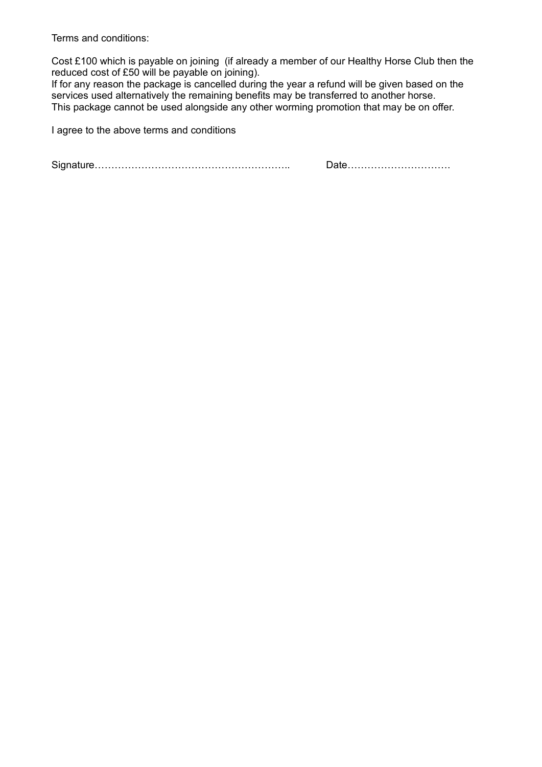Terms and conditions:

Cost £100 which is payable on joining (if already a member of our Healthy Horse Club then the reduced cost of £50 will be payable on joining).
If for any reason the package is cancelled during the year a refund will be given based on the services used alternatively the remaining benefits may be transferred to another horse.
This package cannot be used alongside any other worming promotion that may be on offer.

I agree to the above terms and conditions

Signature………………………………………………….. Date………………………….